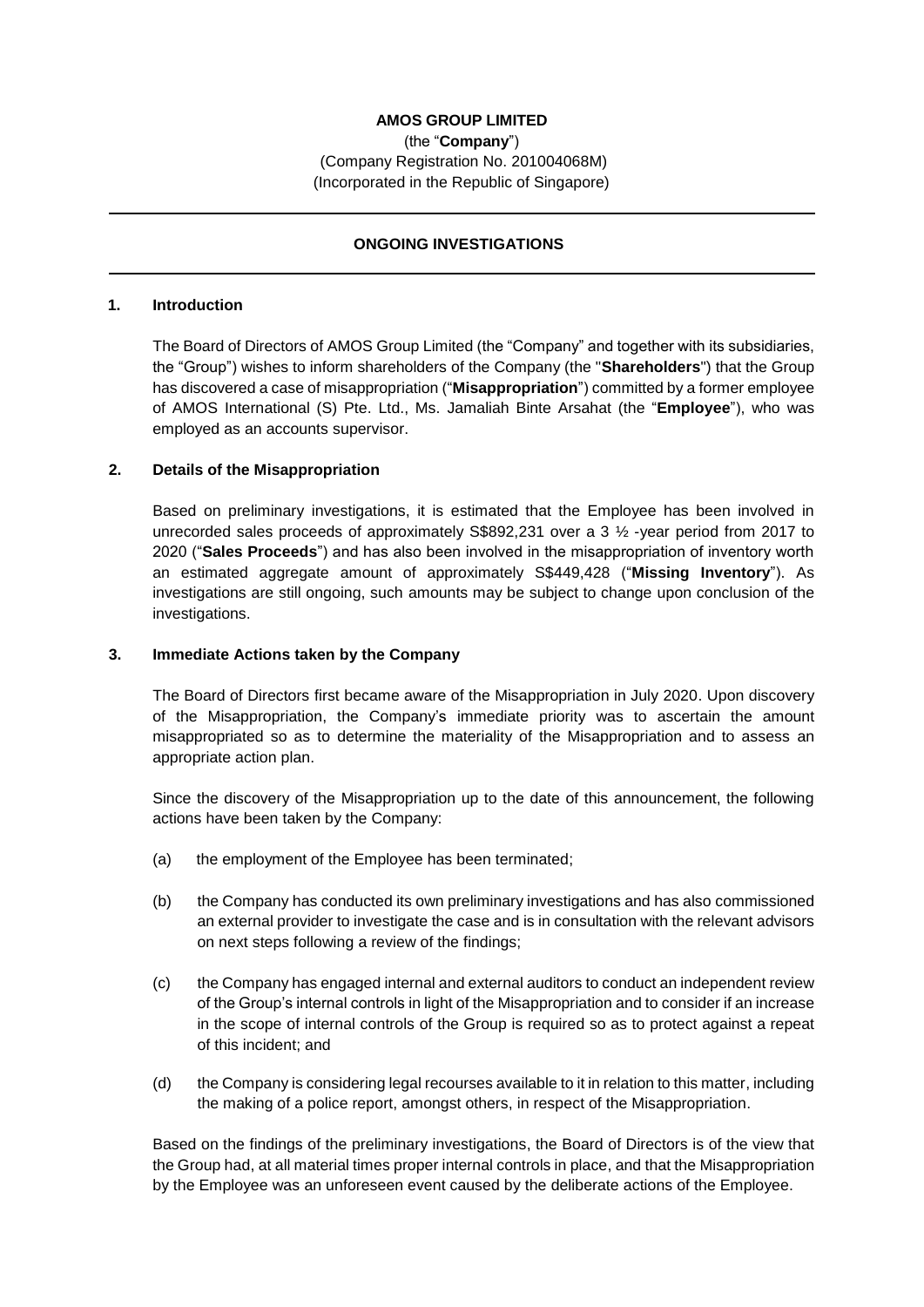**AMOS GROUP LIMITED**

(the "**Company**")

(Company Registration No. 201004068M)

(Incorporated in the Republic of Singapore)

---

**ONGOING INVESTIGATIONS**

---

**1. Introduction**

The Board of Directors of AMOS Group Limited (the "Company" and together with its subsidiaries, the "Group") wishes to inform shareholders of the Company (the "**Shareholders**") that the Group has discovered a case of misappropriation ("**Misappropriation**") committed by a former employee of AMOS International (S) Pte. Ltd., Ms. Jamaliah Binte Arsahat (the "**Employee**"), who was employed as an accounts supervisor.

**2. Details of the Misappropriation**

Based on preliminary investigations, it is estimated that the Employee has been involved in unrecorded sales proceeds of approximately S$892,231 over a 3 ½ -year period from 2017 to 2020 ("**Sales Proceeds**") and has also been involved in the misappropriation of inventory worth an estimated aggregate amount of approximately S$449,428 ("**Missing Inventory**"). As investigations are still ongoing, such amounts may be subject to change upon conclusion of the investigations.

**3. Immediate Actions taken by the Company**

The Board of Directors first became aware of the Misappropriation in July 2020. Upon discovery of the Misappropriation, the Company's immediate priority was to ascertain the amount misappropriated so as to determine the materiality of the Misappropriation and to assess an appropriate action plan.

Since the discovery of the Misappropriation up to the date of this announcement, the following actions have been taken by the Company:

(a) the employment of the Employee has been terminated;

(b) the Company has conducted its own preliminary investigations and has also commissioned an external provider to investigate the case and is in consultation with the relevant advisors on next steps following a review of the findings;

(c) the Company has engaged internal and external auditors to conduct an independent review of the Group's internal controls in light of the Misappropriation and to consider if an increase in the scope of internal controls of the Group is required so as to protect against a repeat of this incident; and

(d) the Company is considering legal recourses available to it in relation to this matter, including the making of a police report, amongst others, in respect of the Misappropriation.

Based on the findings of the preliminary investigations, the Board of Directors is of the view that the Group had, at all material times proper internal controls in place, and that the Misappropriation by the Employee was an unforeseen event caused by the deliberate actions of the Employee.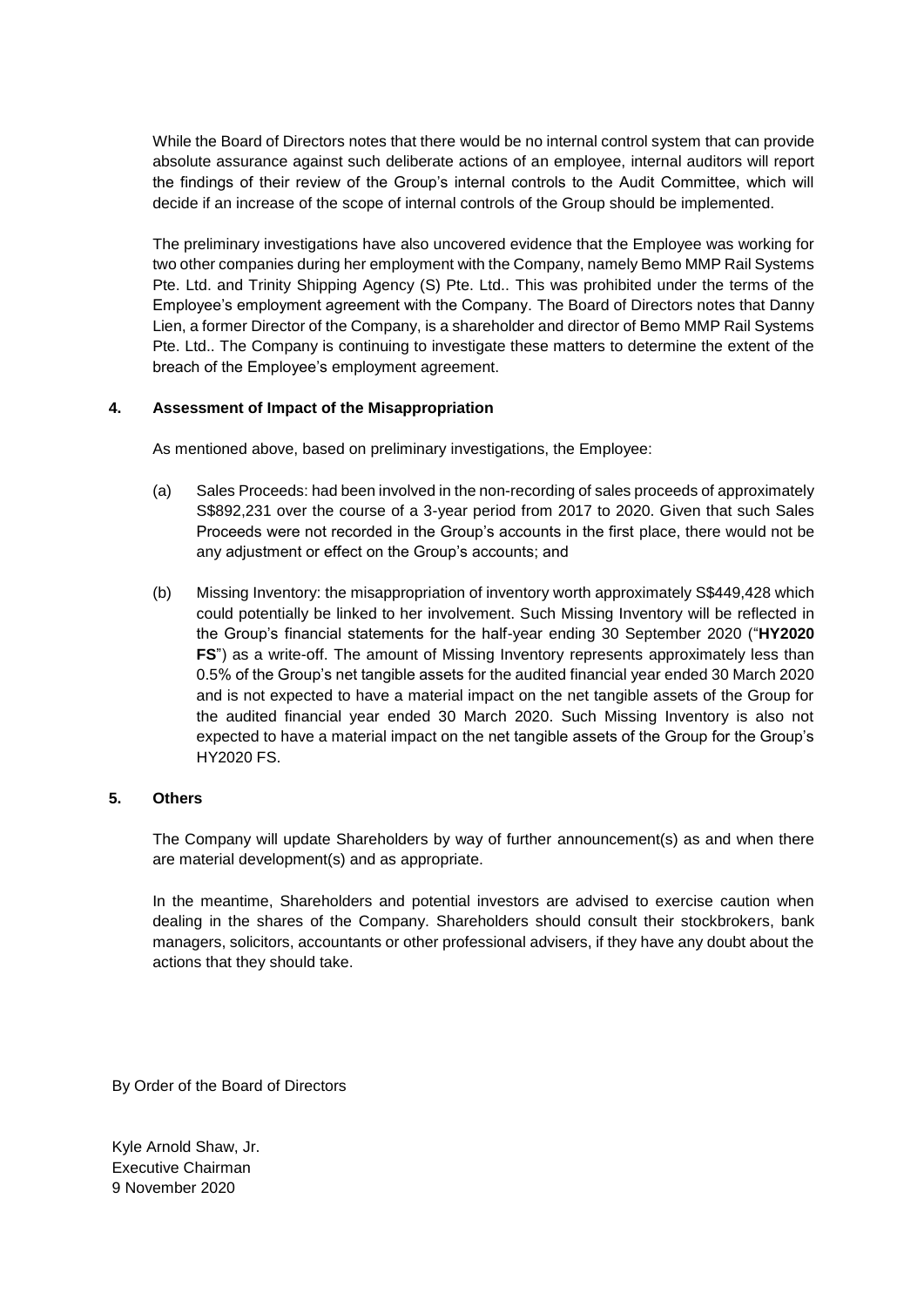While the Board of Directors notes that there would be no internal control system that can provide absolute assurance against such deliberate actions of an employee, internal auditors will report the findings of their review of the Group's internal controls to the Audit Committee, which will decide if an increase of the scope of internal controls of the Group should be implemented.

The preliminary investigations have also uncovered evidence that the Employee was working for two other companies during her employment with the Company, namely Bemo MMP Rail Systems Pte. Ltd. and Trinity Shipping Agency (S) Pte. Ltd.. This was prohibited under the terms of the Employee's employment agreement with the Company. The Board of Directors notes that Danny Lien, a former Director of the Company, is a shareholder and director of Bemo MMP Rail Systems Pte. Ltd.. The Company is continuing to investigate these matters to determine the extent of the breach of the Employee's employment agreement.

## 4. Assessment of Impact of the Misappropriation

As mentioned above, based on preliminary investigations, the Employee:

(a) Sales Proceeds: had been involved in the non-recording of sales proceeds of approximately S$892,231 over the course of a 3-year period from 2017 to 2020. Given that such Sales Proceeds were not recorded in the Group's accounts in the first place, there would not be any adjustment or effect on the Group's accounts; and

(b) Missing Inventory: the misappropriation of inventory worth approximately S$449,428 which could potentially be linked to her involvement. Such Missing Inventory will be reflected in the Group's financial statements for the half-year ending 30 September 2020 ("**HY2020 FS**") as a write-off. The amount of Missing Inventory represents approximately less than 0.5% of the Group's net tangible assets for the audited financial year ended 30 March 2020 and is not expected to have a material impact on the net tangible assets of the Group for the audited financial year ended 30 March 2020. Such Missing Inventory is also not expected to have a material impact on the net tangible assets of the Group for the Group's HY2020 FS.

## 5. Others

The Company will update Shareholders by way of further announcement(s) as and when there are material development(s) and as appropriate.

In the meantime, Shareholders and potential investors are advised to exercise caution when dealing in the shares of the Company. Shareholders should consult their stockbrokers, bank managers, solicitors, accountants or other professional advisers, if they have any doubt about the actions that they should take.

By Order of the Board of Directors

Kyle Arnold Shaw, Jr.
Executive Chairman
9 November 2020